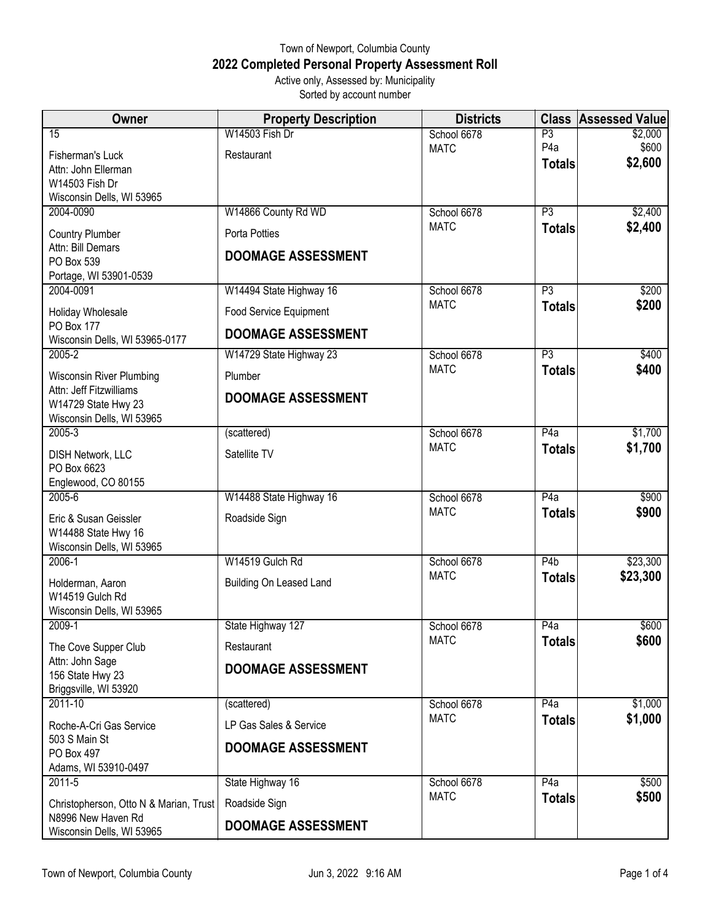Town of Newport, Columbia County

## 2022 Completed Personal Property Assessment Roll

Active only, Assessed by: Municipality

Sorted by account number

| Owner | Property Description | Districts | Class | Assessed Value |
|---|---|---|---|---|
| 15<br>Fisherman's Luck<br>Attn: John Ellerman<br>W14503 Fish Dr<br>Wisconsin Dells, WI 53965 | W14503 Fish Dr<br>Restaurant | School 6678<br>MATC | P3<br>P4a<br>**Totals** | $2,000<br>$600<br>**$2,600** |
| 2004-0090<br>Country Plumber<br>Attn: Bill Demars<br>PO Box 539<br>Portage, WI 53901-0539 | W14866 County Rd WD<br>Porta Potties<br>**DOOMAGE ASSESSMENT** | School 6678<br>MATC | P3<br>**Totals** | $2,400<br>**$2,400** |
| 2004-0091<br>Holiday Wholesale<br>PO Box 177<br>Wisconsin Dells, WI 53965-0177 | W14494 State Highway 16<br>Food Service Equipment<br>**DOOMAGE ASSESSMENT** | School 6678<br>MATC | P3<br>**Totals** | $200<br>**$200** |
| 2005-2<br>Wisconsin River Plumbing<br>Attn: Jeff Fitzwilliams<br>W14729 State Hwy 23<br>Wisconsin Dells, WI 53965 | W14729 State Highway 23<br>Plumber<br>**DOOMAGE ASSESSMENT** | School 6678<br>MATC | P3<br>**Totals** | $400<br>**$400** |
| 2005-3<br>DISH Network, LLC<br>PO Box 6623<br>Englewood, CO 80155 | (scattered)<br>Satellite TV | School 6678<br>MATC | P4a<br>**Totals** | $1,700<br>**$1,700** |
| 2005-6<br>Eric & Susan Geissler<br>W14488 State Hwy 16<br>Wisconsin Dells, WI 53965 | W14488 State Highway 16<br>Roadside Sign | School 6678<br>MATC | P4a<br>**Totals** | $900<br>**$900** |
| 2006-1<br>Holderman, Aaron<br>W14519 Gulch Rd<br>Wisconsin Dells, WI 53965 | W14519 Gulch Rd<br>Building On Leased Land | School 6678<br>MATC | P4b<br>**Totals** | $23,300<br>**$23,300** |
| 2009-1<br>The Cove Supper Club<br>Attn: John Sage<br>156 State Hwy 23<br>Briggsville, WI 53920 | State Highway 127<br>Restaurant<br>**DOOMAGE ASSESSMENT** | School 6678<br>MATC | P4a<br>**Totals** | $600<br>**$600** |
| 2011-10<br>Roche-A-Cri Gas Service<br>503 S Main St<br>PO Box 497<br>Adams, WI 53910-0497 | (scattered)<br>LP Gas Sales & Service<br>**DOOMAGE ASSESSMENT** | School 6678<br>MATC | P4a<br>**Totals** | $1,000<br>**$1,000** |
| 2011-5<br>Christopherson, Otto N & Marian, Trust<br>N8996 New Haven Rd<br>Wisconsin Dells, WI 53965 | State Highway 16<br>Roadside Sign<br>**DOOMAGE ASSESSMENT** | School 6678<br>MATC | P4a<br>**Totals** | $500<br>**$500** |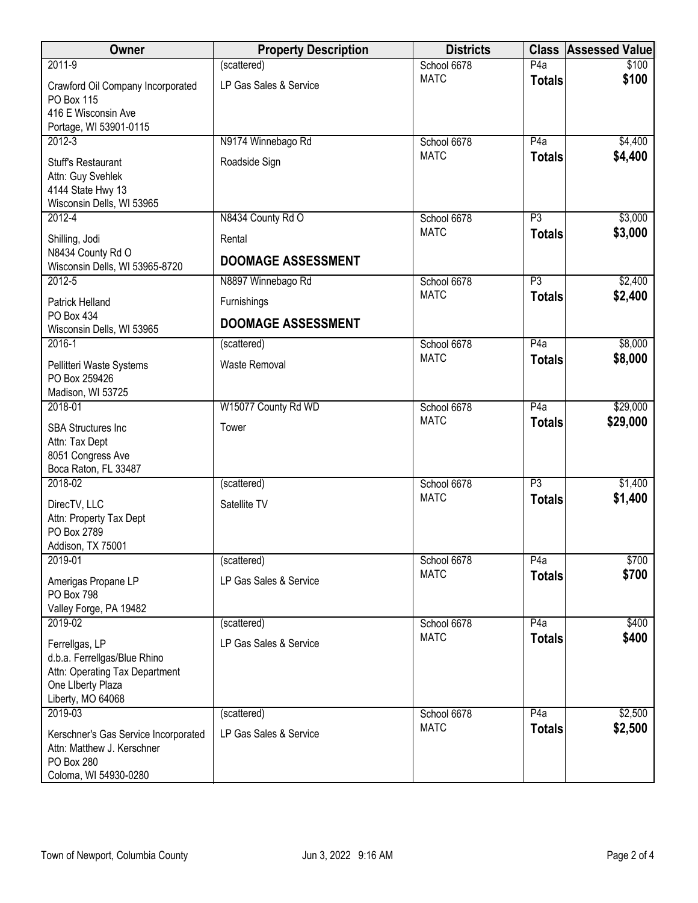| Owner | Property Description | Districts | Class | Assessed Value |
|---|---|---|---|---|
| 2011-9<br>Crawford Oil Company Incorporated<br>PO Box 115<br>416 E Wisconsin Ave<br>Portage, WI 53901-0115 | (scattered)<br>LP Gas Sales & Service | School 6678<br>MATC | P4a<br>**Totals** | $100<br>**$100** |
| 2012-3<br>Stuff's Restaurant<br>Attn: Guy Svehlek<br>4144 State Hwy 13<br>Wisconsin Dells, WI 53965 | N9174 Winnebago Rd<br>Roadside Sign | School 6678<br>MATC | P4a<br>**Totals** | $4,400<br>**$4,400** |
| 2012-4<br>Shilling, Jodi<br>N8434 County Rd O<br>Wisconsin Dells, WI 53965-8720 | N8434 County Rd O<br>Rental<br>**DOOMAGE ASSESSMENT** | School 6678<br>MATC | P3<br>**Totals** | $3,000<br>**$3,000** |
| 2012-5<br>Patrick Helland<br>PO Box 434<br>Wisconsin Dells, WI 53965 | N8897 Winnebago Rd<br>Furnishings<br>**DOOMAGE ASSESSMENT** | School 6678<br>MATC | P3<br>**Totals** | $2,400<br>**$2,400** |
| 2016-1<br>Pellitteri Waste Systems<br>PO Box 259426<br>Madison, WI 53725 | (scattered)<br>Waste Removal | School 6678<br>MATC | P4a<br>**Totals** | $8,000<br>**$8,000** |
| 2018-01<br>SBA Structures Inc<br>Attn: Tax Dept<br>8051 Congress Ave<br>Boca Raton, FL 33487 | W15077 County Rd WD<br>Tower | School 6678<br>MATC | P4a<br>**Totals** | $29,000<br>**$29,000** |
| 2018-02<br>DirecTV, LLC<br>Attn: Property Tax Dept<br>PO Box 2789<br>Addison, TX 75001 | (scattered)<br>Satellite TV | School 6678<br>MATC | P3<br>**Totals** | $1,400<br>**$1,400** |
| 2019-01<br>Amerigas Propane LP<br>PO Box 798<br>Valley Forge, PA 19482 | (scattered)<br>LP Gas Sales & Service | School 6678<br>MATC | P4a<br>**Totals** | $700<br>**$700** |
| 2019-02<br>Ferrellgas, LP<br>d.b.a. Ferrellgas/Blue Rhino<br>Attn: Operating Tax Department<br>One LIberty Plaza<br>Liberty, MO 64068 | (scattered)<br>LP Gas Sales & Service | School 6678<br>MATC | P4a<br>**Totals** | $400<br>**$400** |
| 2019-03<br>Kerschner's Gas Service Incorporated<br>Attn: Matthew J. Kerschner<br>PO Box 280<br>Coloma, WI 54930-0280 | (scattered)<br>LP Gas Sales & Service | School 6678<br>MATC | P4a<br>**Totals** | $2,500<br>**$2,500** |

Town of Newport, Columbia County    Jun 3, 2022 9:16 AM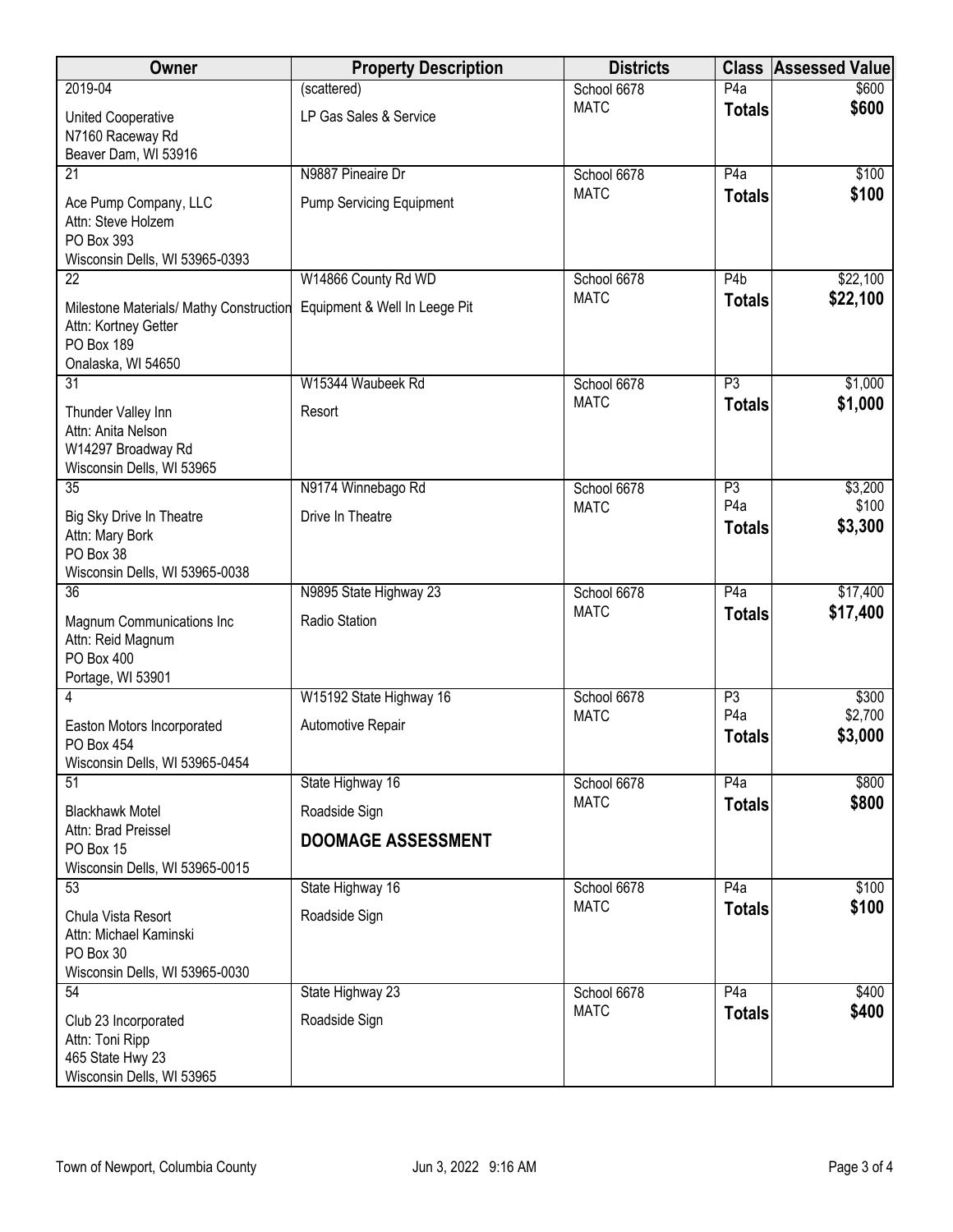| Owner | Property Description | Districts | Class | Assessed Value |
|---|---|---|---|---|
| 2019-04<br>United Cooperative<br>N7160 Raceway Rd<br>Beaver Dam, WI 53916 | (scattered)<br>LP Gas Sales & Service | School 6678<br>MATC | P4a<br>**Totals** | $600<br>**$600** |
| 21<br>Ace Pump Company, LLC<br>Attn: Steve Holzem<br>PO Box 393<br>Wisconsin Dells, WI 53965-0393 | N9887 Pineaire Dr<br>Pump Servicing Equipment | School 6678<br>MATC | P4a<br>**Totals** | $100<br>**$100** |
| 22<br>Milestone Materials/ Mathy Construction<br>Attn: Kortney Getter<br>PO Box 189<br>Onalaska, WI 54650 | W14866 County Rd WD<br>Equipment & Well In Leege Pit | School 6678<br>MATC | P4b<br>**Totals** | $22,100<br>**$22,100** |
| 31<br>Thunder Valley Inn<br>Attn: Anita Nelson<br>W14297 Broadway Rd<br>Wisconsin Dells, WI 53965 | W15344 Waubeek Rd<br>Resort | School 6678<br>MATC | P3<br>**Totals** | $1,000<br>**$1,000** |
| 35<br>Big Sky Drive In Theatre<br>Attn: Mary Bork<br>PO Box 38<br>Wisconsin Dells, WI 53965-0038 | N9174 Winnebago Rd<br>Drive In Theatre | School 6678<br>MATC | P3<br>P4a<br>**Totals** | $3,200<br>$100<br>**$3,300** |
| 36<br>Magnum Communications Inc<br>Attn: Reid Magnum<br>PO Box 400<br>Portage, WI 53901 | N9895 State Highway 23<br>Radio Station | School 6678<br>MATC | P4a<br>**Totals** | $17,400<br>**$17,400** |
| 4<br>Easton Motors Incorporated<br>PO Box 454<br>Wisconsin Dells, WI 53965-0454 | W15192 State Highway 16<br>Automotive Repair | School 6678<br>MATC | P3<br>P4a<br>**Totals** | $300<br>$2,700<br>**$3,000** |
| 51<br>Blackhawk Motel<br>Attn: Brad Preissel<br>PO Box 15<br>Wisconsin Dells, WI 53965-0015 | State Highway 16<br>Roadside Sign<br>**DOOMAGE ASSESSMENT** | School 6678<br>MATC | P4a<br>**Totals** | $800<br>**$800** |
| 53<br>Chula Vista Resort<br>Attn: Michael Kaminski<br>PO Box 30<br>Wisconsin Dells, WI 53965-0030 | State Highway 16<br>Roadside Sign | School 6678<br>MATC | P4a<br>**Totals** | $100<br>**$100** |
| 54<br>Club 23 Incorporated<br>Attn: Toni Ripp<br>465 State Hwy 23<br>Wisconsin Dells, WI 53965 | State Highway 23<br>Roadside Sign | School 6678<br>MATC | P4a<br>**Totals** | $400<br>**$400** |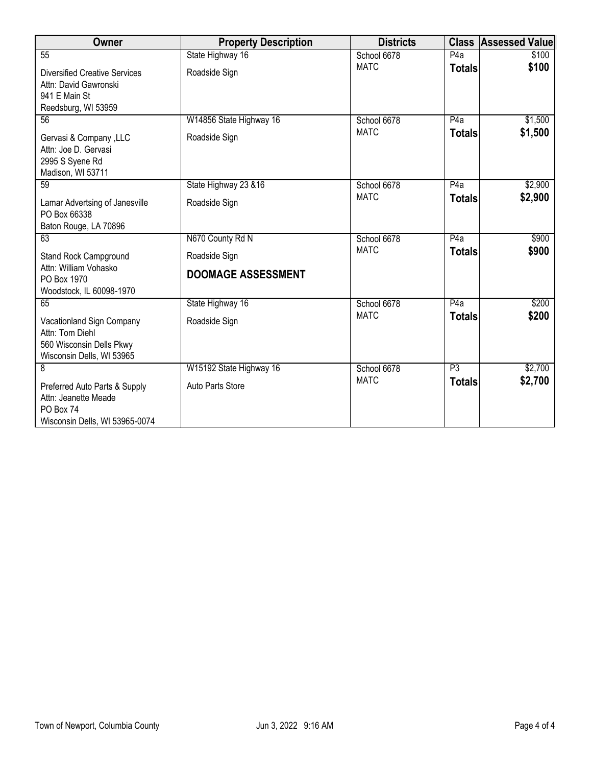| Owner | Property Description | Districts | Class | Assessed Value |
|---|---|---|---|---|
| 55<br><br>Diversified Creative Services<br>Attn: David Gawronski<br>941 E Main St<br>Reedsburg, WI 53959 | State Highway 16<br><br>Roadside Sign | School 6678<br>MATC | P4a<br>**Totals** | $100<br>**$100** |
| 56<br><br>Gervasi & Company ,LLC<br>Attn: Joe D. Gervasi<br>2995 S Syene Rd<br>Madison, WI 53711 | W14856 State Highway 16<br><br>Roadside Sign | School 6678<br>MATC | P4a<br>**Totals** | $1,500<br>**$1,500** |
| 59<br><br>Lamar Advertsing of Janesville<br>PO Box 66338<br>Baton Rouge, LA 70896 | State Highway 23 &16<br><br>Roadside Sign | School 6678<br>MATC | P4a<br>**Totals** | $2,900<br>**$2,900** |
| 63<br><br>Stand Rock Campground<br>Attn: William Vohasko<br>PO Box 1970<br>Woodstock, IL 60098-1970 | N670 County Rd N<br><br>Roadside Sign<br><br>**DOOMAGE ASSESSMENT** | School 6678<br>MATC | P4a<br>**Totals** | $900<br>**$900** |
| 65<br><br>Vacationland Sign Company<br>Attn: Tom Diehl<br>560 Wisconsin Dells Pkwy<br>Wisconsin Dells, WI 53965 | State Highway 16<br><br>Roadside Sign | School 6678<br>MATC | P4a<br>**Totals** | $200<br>**$200** |
| 8<br><br>Preferred Auto Parts & Supply<br>Attn: Jeanette Meade<br>PO Box 74<br>Wisconsin Dells, WI 53965-0074 | W15192 State Highway 16<br><br>Auto Parts Store | School 6678<br>MATC | P3<br>**Totals** | $2,700<br>**$2,700** |